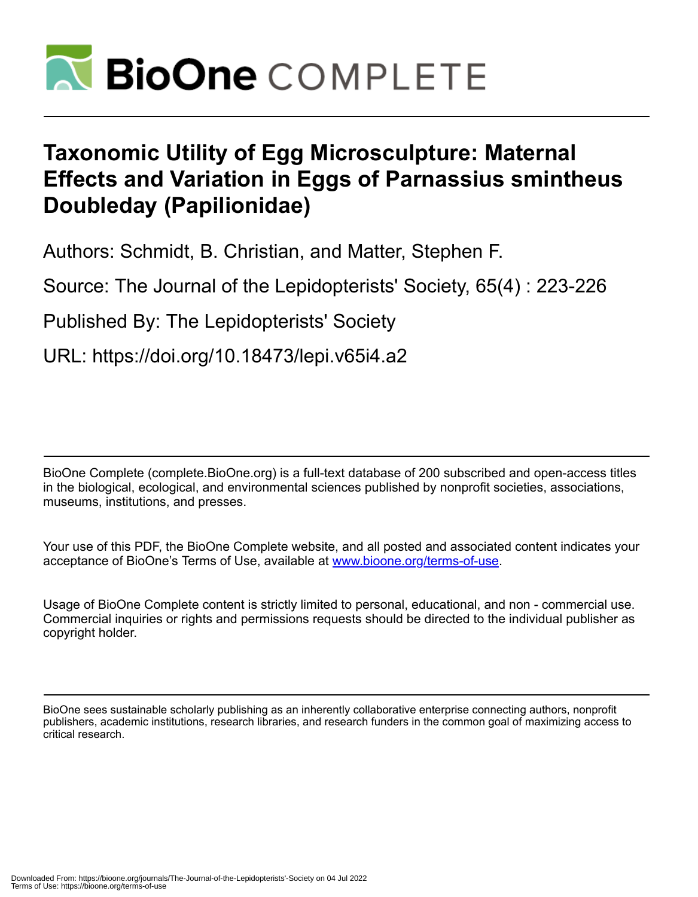# Taxonomic Utility of Egg Microsculpture: Maternal Effects and Variation in Eggs of Parnassius smintheus Doubleday (Papilionidae)

Authors: Schmidt, B. Christian, and Matter, Stephen F.

Source: The Journal of the Lepidopterists' Society, 65(4) : 223-226

Published By: The Lepidopterists' Society

URL: https://doi.org/10.18473/lepi.v65i4.a2

---

BioOne Complete (complete.BioOne.org) is a full-text database of 200 subscribed and open-access titles in the biological, ecological, and environmental sciences published by nonprofit societies, associations, museums, institutions, and presses.

Your use of this PDF, the BioOne Complete website, and all posted and associated content indicates your acceptance of BioOne's Terms of Use, available at www.bioone.org/terms-of-use.

Usage of BioOne Complete content is strictly limited to personal, educational, and non - commercial use. Commercial inquiries or rights and permissions requests should be directed to the individual publisher as copyright holder.

---

BioOne sees sustainable scholarly publishing as an inherently collaborative enterprise connecting authors, nonprofit publishers, academic institutions, research libraries, and research funders in the common goal of maximizing access to critical research.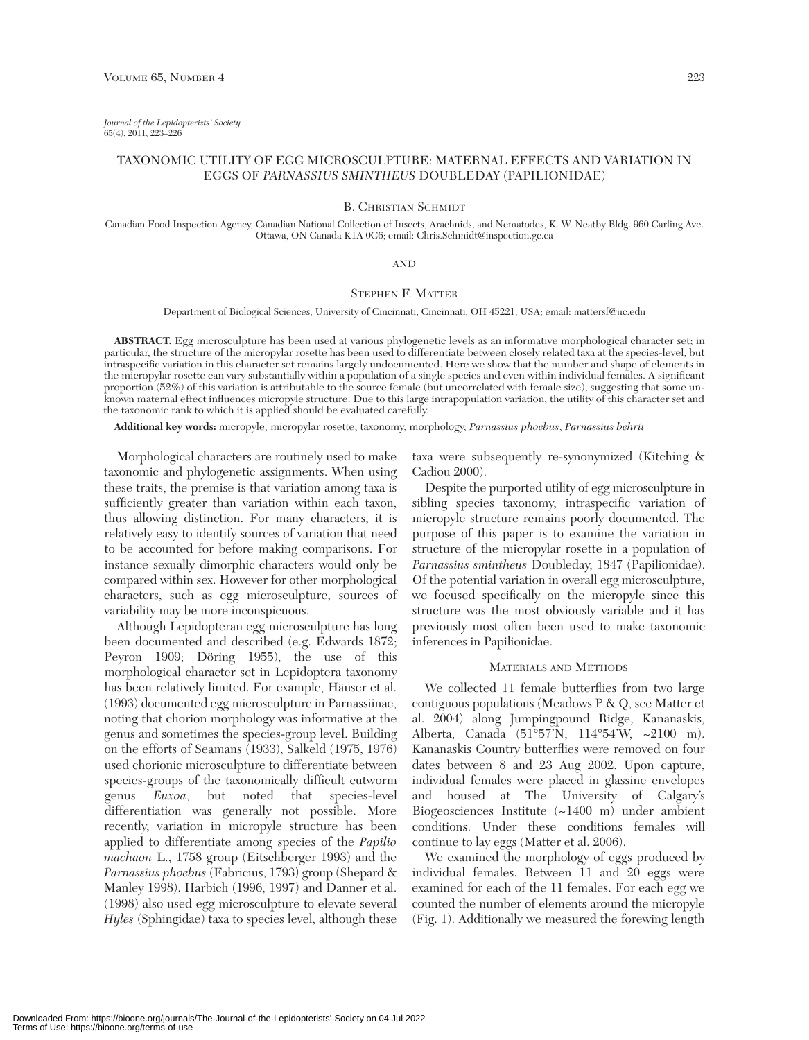*Journal of the Lepidopterists' Society*
65(4), 2011, 223–226

# TAXONOMIC UTILITY OF EGG MICROSCULPTURE: MATERNAL EFFECTS AND VARIATION IN EGGS OF *PARNASSIUS SMINTHEUS* DOUBLEDAY (PAPILIONIDAE)

B. Christian Schmidt

Canadian Food Inspection Agency, Canadian National Collection of Insects, Arachnids, and Nematodes, K. W. Neatby Bldg. 960 Carling Ave. Ottawa, ON Canada K1A 0C6; email: Chris.Schmidt@inspection.gc.ca

and

Stephen F. Matter

Department of Biological Sciences, University of Cincinnati, Cincinnati, OH 45221, USA; email: mattersf@uc.edu

**ABSTRACT.** Egg microsculpture has been used at various phylogenetic levels as an informative morphological character set; in particular, the structure of the micropylar rosette has been used to differentiate between closely related taxa at the species-level, but intraspecific variation in this character set remains largely undocumented. Here we show that the number and shape of elements in the micropylar rosette can vary substantially within a population of a single species and even within individual females. A significant proportion (52%) of this variation is attributable to the source female (but uncorrelated with female size), suggesting that some unknown maternal effect influences micropyle structure. Due to this large intrapopulation variation, the utility of this character set and the taxonomic rank to which it is applied should be evaluated carefully.

**Additional key words:** micropyle, micropylar rosette, taxonomy, morphology, *Parnassius phoebus*, *Parnassius behrii*

Morphological characters are routinely used to make taxonomic and phylogenetic assignments. When using these traits, the premise is that variation among taxa is sufficiently greater than variation within each taxon, thus allowing distinction. For many characters, it is relatively easy to identify sources of variation that need to be accounted for before making comparisons. For instance sexually dimorphic characters would only be compared within sex. However for other morphological characters, such as egg microsculpture, sources of variability may be more inconspicuous.

Although Lepidopteran egg microsculpture has long been documented and described (e.g. Edwards 1872; Peyron 1909; Döring 1955), the use of this morphological character set in Lepidoptera taxonomy has been relatively limited. For example, Häuser et al. (1993) documented egg microsculpture in Parnassiinae, noting that chorion morphology was informative at the genus and sometimes the species-group level. Building on the efforts of Seamans (1933), Salkeld (1975, 1976) used chorionic microsculpture to differentiate between species-groups of the taxonomically difficult cutworm genus *Euxoa*, but noted that species-level differentiation was generally not possible. More recently, variation in micropyle structure has been applied to differentiate among species of the *Papilio machaon* L., 1758 group (Eitschberger 1993) and the *Parnassius phoebus* (Fabricius, 1793) group (Shepard & Manley 1998). Harbich (1996, 1997) and Danner et al. (1998) also used egg microsculpture to elevate several *Hyles* (Sphingidae) taxa to species level, although these taxa were subsequently re-synonymized (Kitching & Cadiou 2000).

Despite the purported utility of egg microsculpture in sibling species taxonomy, intraspecific variation of micropyle structure remains poorly documented. The purpose of this paper is to examine the variation in structure of the micropylar rosette in a population of *Parnassius smintheus* Doubleday, 1847 (Papilionidae). Of the potential variation in overall egg microsculpture, we focused specifically on the micropyle since this structure was the most obviously variable and it has previously most often been used to make taxonomic inferences in Papilionidae.

## Materials and Methods

We collected 11 female butterflies from two large contiguous populations (Meadows P & Q, see Matter et al. 2004) along Jumpingpound Ridge, Kananaskis, Alberta, Canada (51°57'N, 114°54'W, ~2100 m). Kananaskis Country butterflies were removed on four dates between 8 and 23 Aug 2002. Upon capture, individual females were placed in glassine envelopes and housed at The University of Calgary's Biogeosciences Institute (~1400 m) under ambient conditions. Under these conditions females will continue to lay eggs (Matter et al. 2006).

We examined the morphology of eggs produced by individual females. Between 11 and 20 eggs were examined for each of the 11 females. For each egg we counted the number of elements around the micropyle (Fig. 1). Additionally we measured the forewing length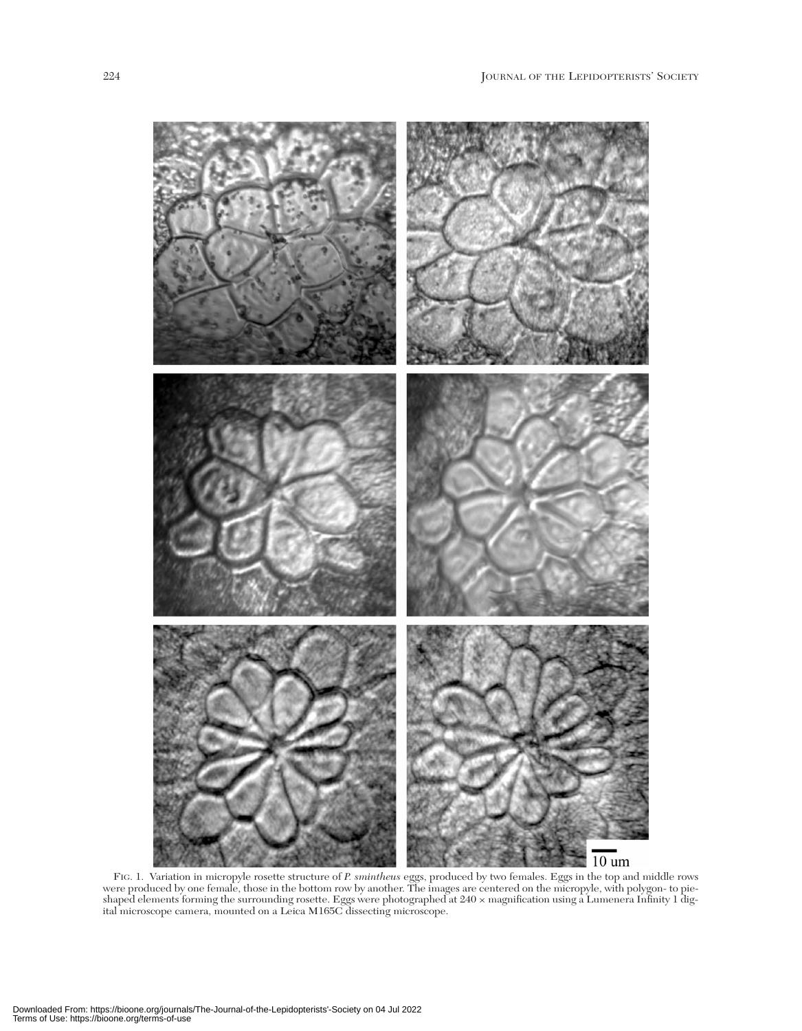FIG. 1. Variation in micropyle rosette structure of *P. smintheus* eggs, produced by two females. Eggs in the top and middle rows were produced by one female, those in the bottom row by another. The images are centered on the micropyle, with polygon- to pie-shaped elements forming the surrounding rosette. Eggs were photographed at 240 × magnification using a Lumenera Infinity 1 digital microscope camera, mounted on a Leica M165C dissecting microscope.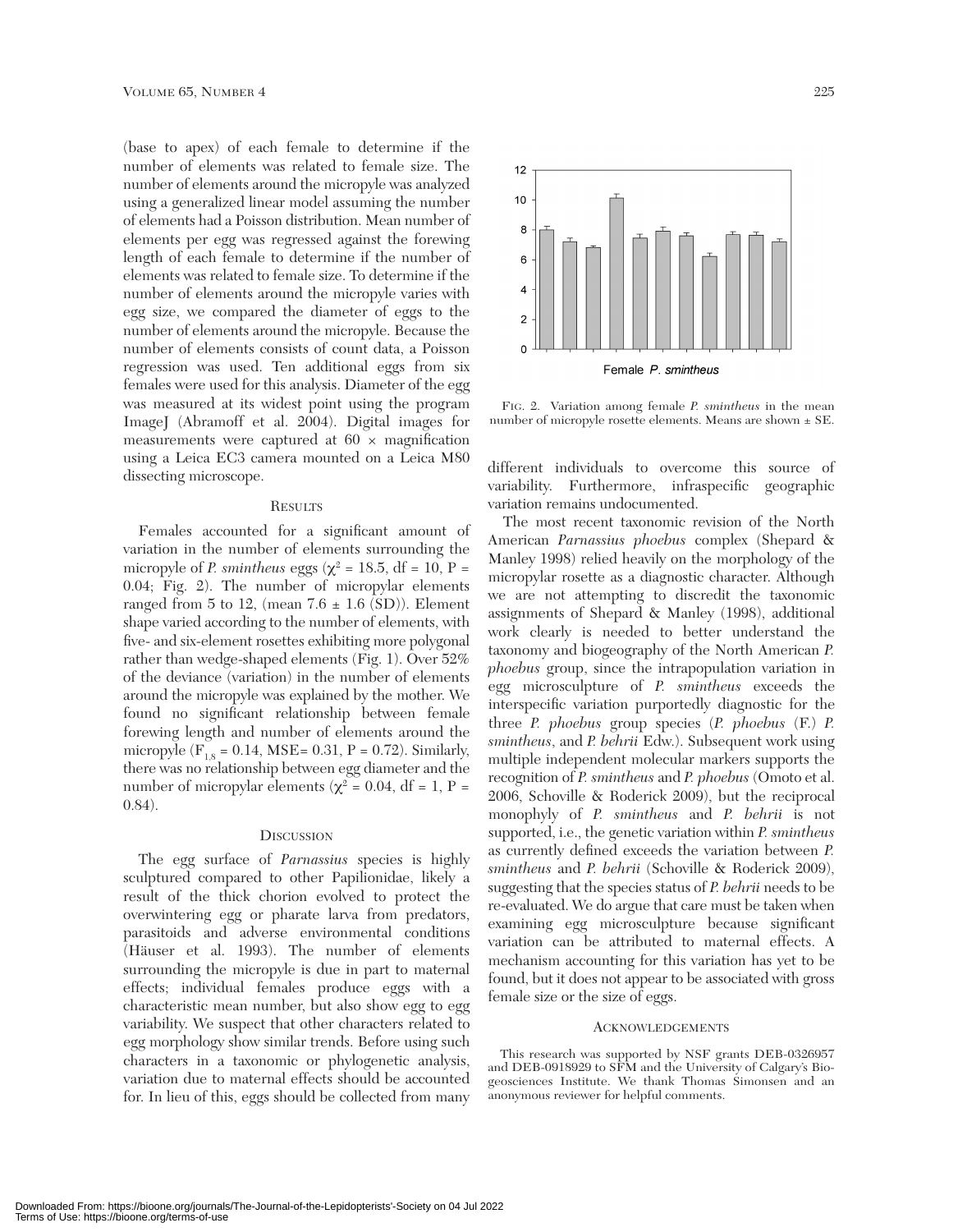(base to apex) of each female to determine if the number of elements was related to female size. The number of elements around the micropyle was analyzed using a generalized linear model assuming the number of elements had a Poisson distribution. Mean number of elements per egg was regressed against the forewing length of each female to determine if the number of elements was related to female size. To determine if the number of elements around the micropyle varies with egg size, we compared the diameter of eggs to the number of elements around the micropyle. Because the number of elements consists of count data, a Poisson regression was used. Ten additional eggs from six females were used for this analysis. Diameter of the egg was measured at its widest point using the program ImageJ (Abramoff et al. 2004). Digital images for measurements were captured at 60 × magnification using a Leica EC3 camera mounted on a Leica M80 dissecting microscope.

## Results

Females accounted for a significant amount of variation in the number of elements surrounding the micropyle of *P. smintheus* eggs ($\chi^2$ = 18.5, df = 10, P = 0.04; Fig. 2). The number of micropylar elements ranged from 5 to 12, (mean 7.6 ± 1.6 (SD)). Element shape varied according to the number of elements, with five- and six-element rosettes exhibiting more polygonal rather than wedge-shaped elements (Fig. 1). Over 52% of the deviance (variation) in the number of elements around the micropyle was explained by the mother. We found no significant relationship between female forewing length and number of elements around the micropyle ($F_{1,8}$ = 0.14, MSE= 0.31, P = 0.72). Similarly, there was no relationship between egg diameter and the number of micropylar elements ($\chi^2$ = 0.04, df = 1, P = 0.84).

## Discussion

The egg surface of *Parnassius* species is highly sculptured compared to other Papilionidae, likely a result of the thick chorion evolved to protect the overwintering egg or pharate larva from predators, parasitoids and adverse environmental conditions (Häuser et al. 1993). The number of elements surrounding the micropyle is due in part to maternal effects; individual females produce eggs with a characteristic mean number, but also show egg to egg variability. We suspect that other characters related to egg morphology show similar trends. Before using such characters in a taxonomic or phylogenetic analysis, variation due to maternal effects should be accounted for. In lieu of this, eggs should be collected from many

FIG. 2. Variation among female *P. smintheus* in the mean number of micropyle rosette elements. Means are shown ± SE.

different individuals to overcome this source of variability. Furthermore, infraspecific geographic variation remains undocumented.

The most recent taxonomic revision of the North American *Parnassius phoebus* complex (Shepard & Manley 1998) relied heavily on the morphology of the micropylar rosette as a diagnostic character. Although we are not attempting to discredit the taxonomic assignments of Shepard & Manley (1998), additional work clearly is needed to better understand the taxonomy and biogeography of the North American *P. phoebus* group, since the intrapopulation variation in egg microsculpture of *P. smintheus* exceeds the interspecific variation purportedly diagnostic for the three *P. phoebus* group species (*P. phoebus* (F.) *P. smintheus*, and *P. behrii* Edw.). Subsequent work using multiple independent molecular markers supports the recognition of *P. smintheus* and *P. phoebus* (Omoto et al. 2006, Schoville & Roderick 2009), but the reciprocal monophyly of *P. smintheus* and *P. behrii* is not supported, i.e., the genetic variation within *P. smintheus* as currently defined exceeds the variation between *P. smintheus* and *P. behrii* (Schoville & Roderick 2009), suggesting that the species status of *P. behrii* needs to be re-evaluated. We do argue that care must be taken when examining egg microsculpture because significant variation can be attributed to maternal effects. A mechanism accounting for this variation has yet to be found, but it does not appear to be associated with gross female size or the size of eggs.

## Acknowledgements

This research was supported by NSF grants DEB-0326957 and DEB-0918929 to SFM and the University of Calgary's Biogeosciences Institute. We thank Thomas Simonsen and an anonymous reviewer for helpful comments.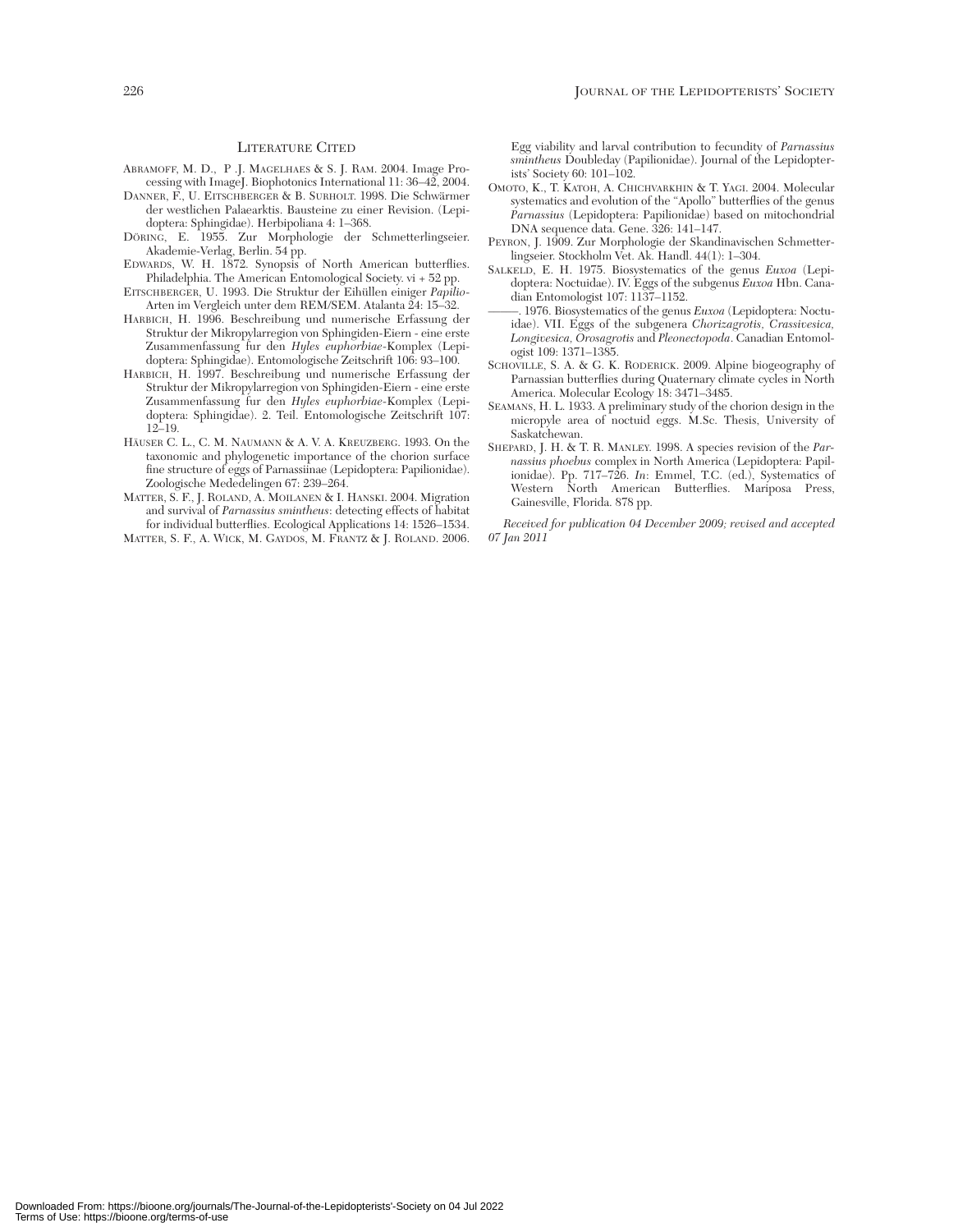## Literature Cited

Abramoff, M. D., P .J. Magelhaes & S. J. Ram. 2004. Image Processing with ImageJ. Biophotonics International 11: 36–42, 2004.

Danner, F., U. Eitschberger & B. Surholt. 1998. Die Schwärmer der westlichen Palaearktis. Bausteine zu einer Revision. (Lepidoptera: Sphingidae). Herbipoliana 4: 1–368.

Döring, E. 1955. Zur Morphologie der Schmetterlingseier. Akademie-Verlag, Berlin. 54 pp.

Edwards, W. H. 1872. Synopsis of North American butterflies. Philadelphia. The American Entomological Society. vi + 52 pp.

Eitschberger, U. 1993. Die Struktur der Eihüllen einiger *Papilio*-Arten im Vergleich unter dem REM/SEM. Atalanta 24: 15–32.

Harbich, H. 1996. Beschreibung und numerische Erfassung der Struktur der Mikropylarregion von Sphingiden-Eiern - eine erste Zusammenfassung fur den *Hyles euphorbiae*-Komplex (Lepidoptera: Sphingidae). Entomologische Zeitschrift 106: 93–100.

Harbich, H. 1997. Beschreibung und numerische Erfassung der Struktur der Mikropylarregion von Sphingiden-Eiern - eine erste Zusammenfassung fur den *Hyles euphorbiae*-Komplex (Lepidoptera: Sphingidae). 2. Teil. Entomologische Zeitschrift 107: 12–19.

Häuser C. L., C. M. Naumann & A. V. A. Kreuzberg. 1993. On the taxonomic and phylogenetic importance of the chorion surface fine structure of eggs of Parnassiinae (Lepidoptera: Papilionidae). Zoologische Mededelingen 67: 239–264.

Matter, S. F., J. Roland, A. Moilanen & I. Hanski. 2004. Migration and survival of *Parnassius smintheus*: detecting effects of habitat for individual butterflies. Ecological Applications 14: 1526–1534.

Matter, S. F., A. Wick, M. Gaydos, M. Frantz & J. Roland. 2006. Egg viability and larval contribution to fecundity of *Parnassius smintheus* Doubleday (Papilionidae). Journal of the Lepidopterists' Society 60: 101–102.

Omoto, K., T. Katoh, A. Chichvarkhin & T. Yagi. 2004. Molecular systematics and evolution of the "Apollo" butterflies of the genus *Parnassius* (Lepidoptera: Papilionidae) based on mitochondrial DNA sequence data. Gene. 326: 141–147.

Peyron, J. 1909. Zur Morphologie der Skandinavischen Schmetterlingseier. Stockholm Vet. Ak. Handl. 44(1): 1–304.

Salkeld, E. H. 1975. Biosystematics of the genus *Euxoa* (Lepidoptera: Noctuidae). IV. Eggs of the subgenus *Euxoa* Hbn. Canadian Entomologist 107: 1137–1152.

———. 1976. Biosystematics of the genus *Euxoa* (Lepidoptera: Noctuidae). VII. Eggs of the subgenera *Chorizagrotis, Crassivesica, Longivesica, Orosagrotis* and *Pleonectopoda*. Canadian Entomologist 109: 1371–1385.

Schoville, S. A. & G. K. Roderick. 2009. Alpine biogeography of Parnassian butterflies during Quaternary climate cycles in North America. Molecular Ecology 18: 3471–3485.

Seamans, H. L. 1933. A preliminary study of the chorion design in the micropyle area of noctuid eggs. M.Sc. Thesis, University of Saskatchewan.

Shepard, J. H. & T. R. Manley. 1998. A species revision of the *Parnassius phoebus* complex in North America (Lepidoptera: Papilionidae). Pp. 717–726. *In*: Emmel, T.C. (ed.), Systematics of Western North American Butterflies. Mariposa Press, Gainesville, Florida. 878 pp.

*Received for publication 04 December 2009; revised and accepted 07 Jan 2011*